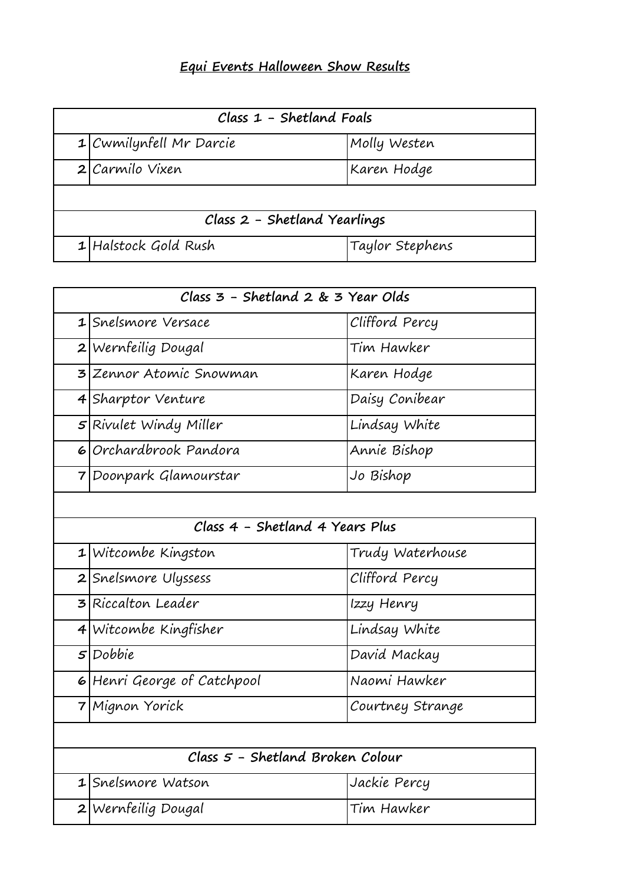# Equi Events Halloween Show Results

| Class 1 - Shetland Foals | | |
|---|---|---|
| 1 | Cwmilynfell Mr Darcie | Molly Westen |
| 2 | Carmilo Vixen | Karen Hodge |

| Class 2 - Shetland Yearlings | | |
|---|---|---|
| 1 | Halstock Gold Rush | Taylor Stephens |

| Class 3 - Shetland 2 & 3 Year Olds | | |
|---|---|---|
| 1 | Snelsmore Versace | Clifford Percy |
| 2 | Wernfeilig Dougal | Tim Hawker |
| 3 | Zennor Atomic Snowman | Karen Hodge |
| 4 | Sharptor Venture | Daisy Conibear |
| 5 | Rivulet Windy Miller | Lindsay White |
| 6 | Orchardbrook Pandora | Annie Bishop |
| 7 | Doonpark Glamourstar | Jo Bishop |

| Class 4 - Shetland 4 Years Plus | | |
|---|---|---|
| 1 | Witcombe Kingston | Trudy Waterhouse |
| 2 | Snelsmore Ulyssess | Clifford Percy |
| 3 | Riccalton Leader | Izzy Henry |
| 4 | Witcombe Kingfisher | Lindsay White |
| 5 | Dobbie | David Mackay |
| 6 | Henri George of Catchpool | Naomi Hawker |
| 7 | Mignon Yorick | Courtney Strange |

| Class 5 - Shetland Broken Colour | | |
|---|---|---|
| 1 | Snelsmore Watson | Jackie Percy |
| 2 | Wernfeilig Dougal | Tim Hawker |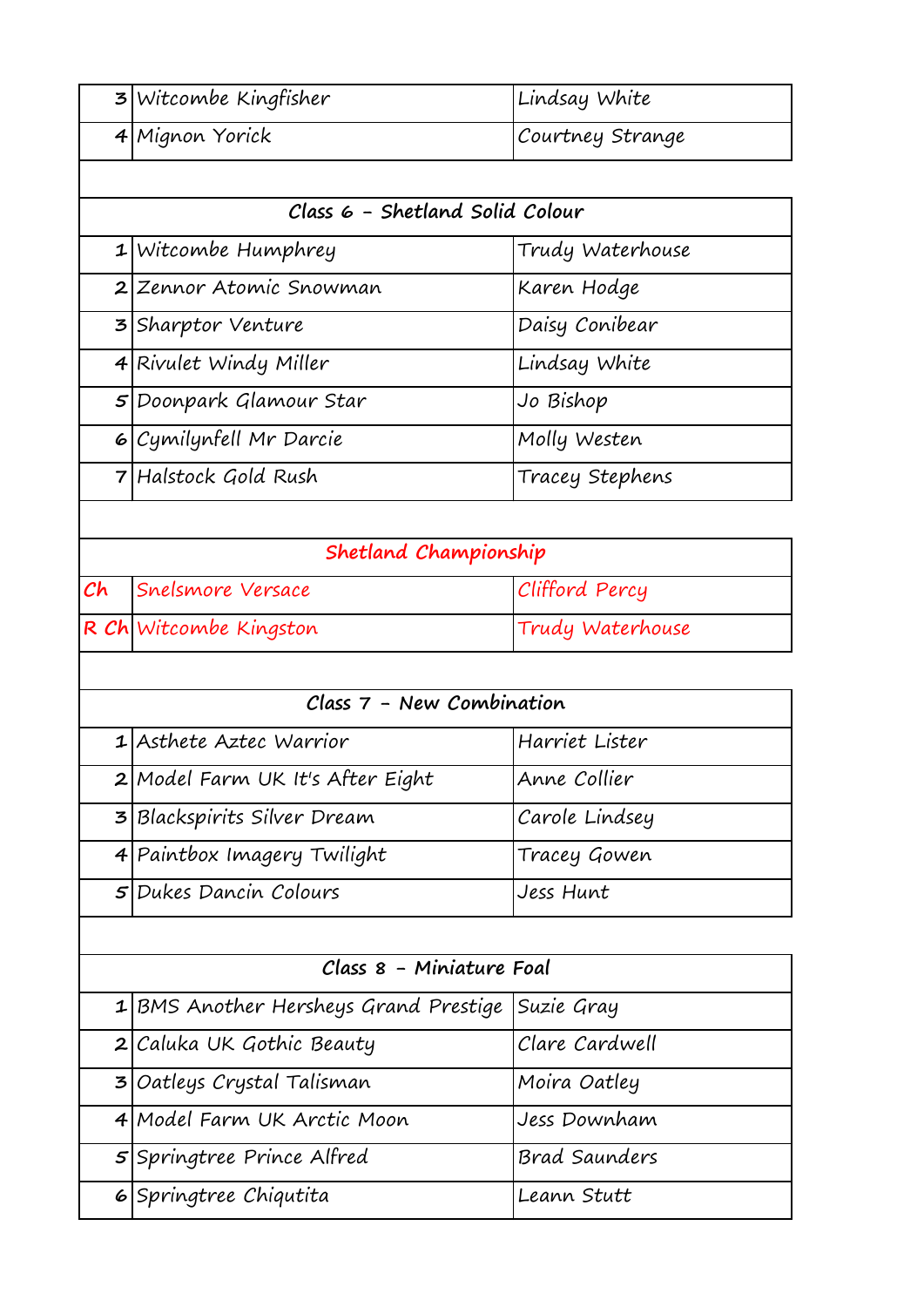| | | |
|---|---|---|
| 3 | Witcombe Kingfisher | Lindsay White |
| 4 | Mignon Yorick | Courtney Strange |

| Class 6 - Shetland Solid Colour | | |
|---|---|---|
| 1 | Witcombe Humphrey | Trudy Waterhouse |
| 2 | Zennor Atomic Snowman | Karen Hodge |
| 3 | Sharptor Venture | Daisy Conibear |
| 4 | Rivulet Windy Miller | Lindsay White |
| 5 | Doonpark Glamour Star | Jo Bishop |
| 6 | Cymilynfell Mr Darcie | Molly Westen |
| 7 | Halstock Gold Rush | Tracey Stephens |

| Shetland Championship | | |
|---|---|---|
| Ch | Snelsmore Versace | Clifford Percy |
| R Ch | Witcombe Kingston | Trudy Waterhouse |

| Class 7 - New Combination | | |
|---|---|---|
| 1 | Asthete Aztec Warrior | Harriet Lister |
| 2 | Model Farm UK It's After Eight | Anne Collier |
| 3 | Blackspirits Silver Dream | Carole Lindsey |
| 4 | Paintbox Imagery Twilight | Tracey Gowen |
| 5 | Dukes Dancin Colours | Jess Hunt |

| Class 8 - Miniature Foal | | |
|---|---|---|
| 1 | BMS Another Hersheys Grand Prestige | Suzie Gray |
| 2 | Caluka UK Gothic Beauty | Clare Cardwell |
| 3 | Oatleys Crystal Talisman | Moira Oatley |
| 4 | Model Farm UK Arctic Moon | Jess Downham |
| 5 | Springtree Prince Alfred | Brad Saunders |
| 6 | Springtree Chiqutita | Leann Stutt |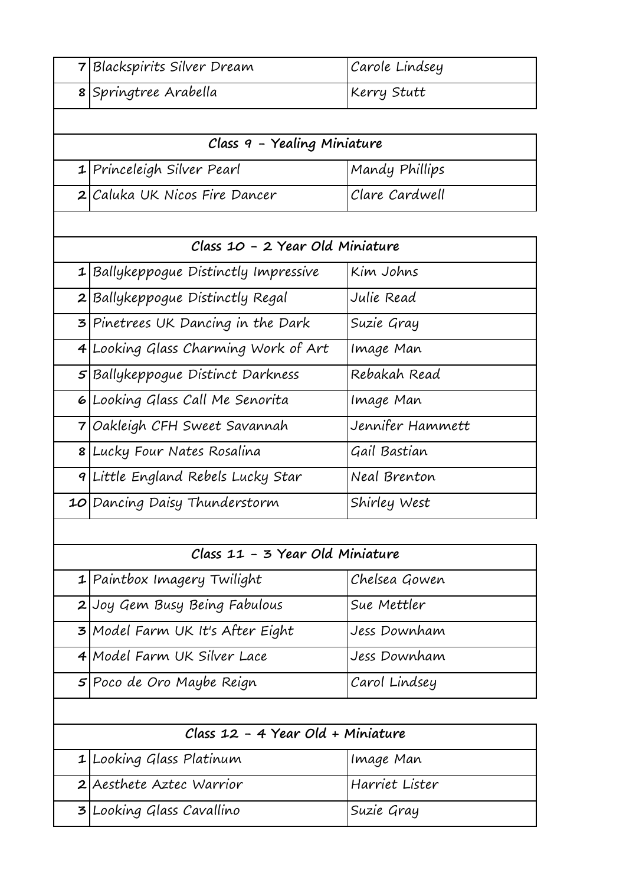| | | |
|---|---|---|
| 7 | Blackspirits Silver Dream | Carole Lindsey |
| 8 | Springtree Arabella | Kerry Stutt |

| Class 9 - Yealing Miniature | | |
|---|---|---|
| 1 | Princeleigh Silver Pearl | Mandy Phillips |
| 2 | Caluka UK Nicos Fire Dancer | Clare Cardwell |

| Class 10 - 2 Year Old Miniature | | |
|---|---|---|
| 1 | Ballykeppogue Distinctly Impressive | Kim Johns |
| 2 | Ballykeppogue Distinctly Regal | Julie Read |
| 3 | Pinetrees UK Dancing in the Dark | Suzie Gray |
| 4 | Looking Glass Charming Work of Art | Image Man |
| 5 | Ballykeppogue Distinct Darkness | Rebakah Read |
| 6 | Looking Glass Call Me Senorita | Image Man |
| 7 | Oakleigh CFH Sweet Savannah | Jennifer Hammett |
| 8 | Lucky Four Nates Rosalina | Gail Bastian |
| 9 | Little England Rebels Lucky Star | Neal Brenton |
| 10 | Dancing Daisy Thunderstorm | Shirley West |

| Class 11 - 3 Year Old Miniature | | |
|---|---|---|
| 1 | Paintbox Imagery Twilight | Chelsea Gowen |
| 2 | Joy Gem Busy Being Fabulous | Sue Mettler |
| 3 | Model Farm UK It's After Eight | Jess Downham |
| 4 | Model Farm UK Silver Lace | Jess Downham |
| 5 | Poco de Oro Maybe Reign | Carol Lindsey |

| Class 12 - 4 Year Old + Miniature | | |
|---|---|---|
| 1 | Looking Glass Platinum | Image Man |
| 2 | Aesthete Aztec Warrior | Harriet Lister |
| 3 | Looking Glass Cavallino | Suzie Gray |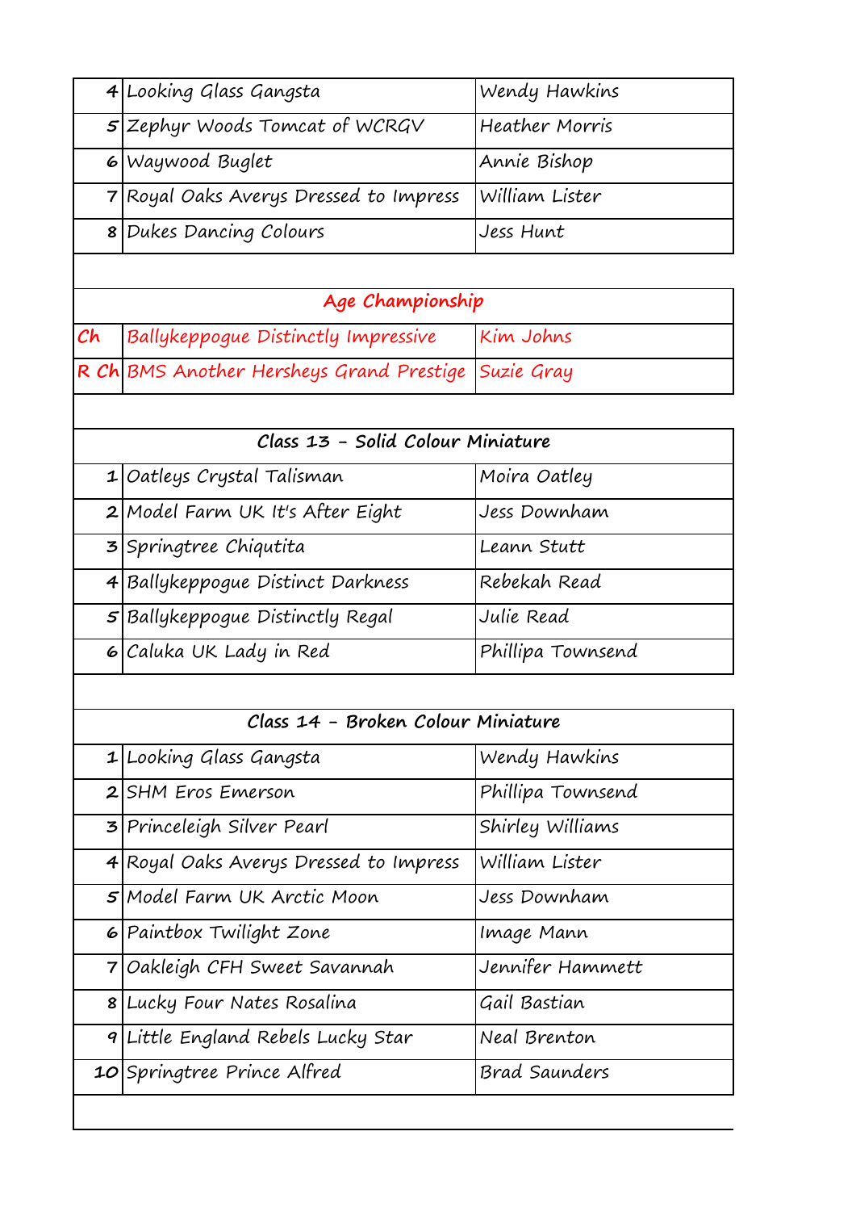| | | |
|---|---|---|
| 4 | Looking Glass Gangsta | Wendy Hawkins |
| 5 | Zephyr Woods Tomcat of WCRGV | Heather Morris |
| 6 | Waywood Buglet | Annie Bishop |
| 7 | Royal Oaks Averys Dressed to Impress | William Lister |
| 8 | Dukes Dancing Colours | Jess Hunt |

**Age Championship**

| | | |
|---|---|---|
| Ch | Ballykeppogue Distinctly Impressive | Kim Johns |
| R Ch | BMS Another Hersheys Grand Prestige | Suzie Gray |

**Class 13 - Solid Colour Miniature**

| | | |
|---|---|---|
| 1 | Oatleys Crystal Talisman | Moira Oatley |
| 2 | Model Farm UK It's After Eight | Jess Downham |
| 3 | Springtree Chiqutita | Leann Stutt |
| 4 | Ballykeppogue Distinct Darkness | Rebekah Read |
| 5 | Ballykeppogue Distinctly Regal | Julie Read |
| 6 | Caluka UK Lady in Red | Phillipa Townsend |

**Class 14 - Broken Colour Miniature**

| | | |
|---|---|---|
| 1 | Looking Glass Gangsta | Wendy Hawkins |
| 2 | SHM Eros Emerson | Phillipa Townsend |
| 3 | Princeleigh Silver Pearl | Shirley Williams |
| 4 | Royal Oaks Averys Dressed to Impress | William Lister |
| 5 | Model Farm UK Arctic Moon | Jess Downham |
| 6 | Paintbox Twilight Zone | Image Mann |
| 7 | Oakleigh CFH Sweet Savannah | Jennifer Hammett |
| 8 | Lucky Four Nates Rosalina | Gail Bastian |
| 9 | Little England Rebels Lucky Star | Neal Brenton |
| 10 | Springtree Prince Alfred | Brad Saunders |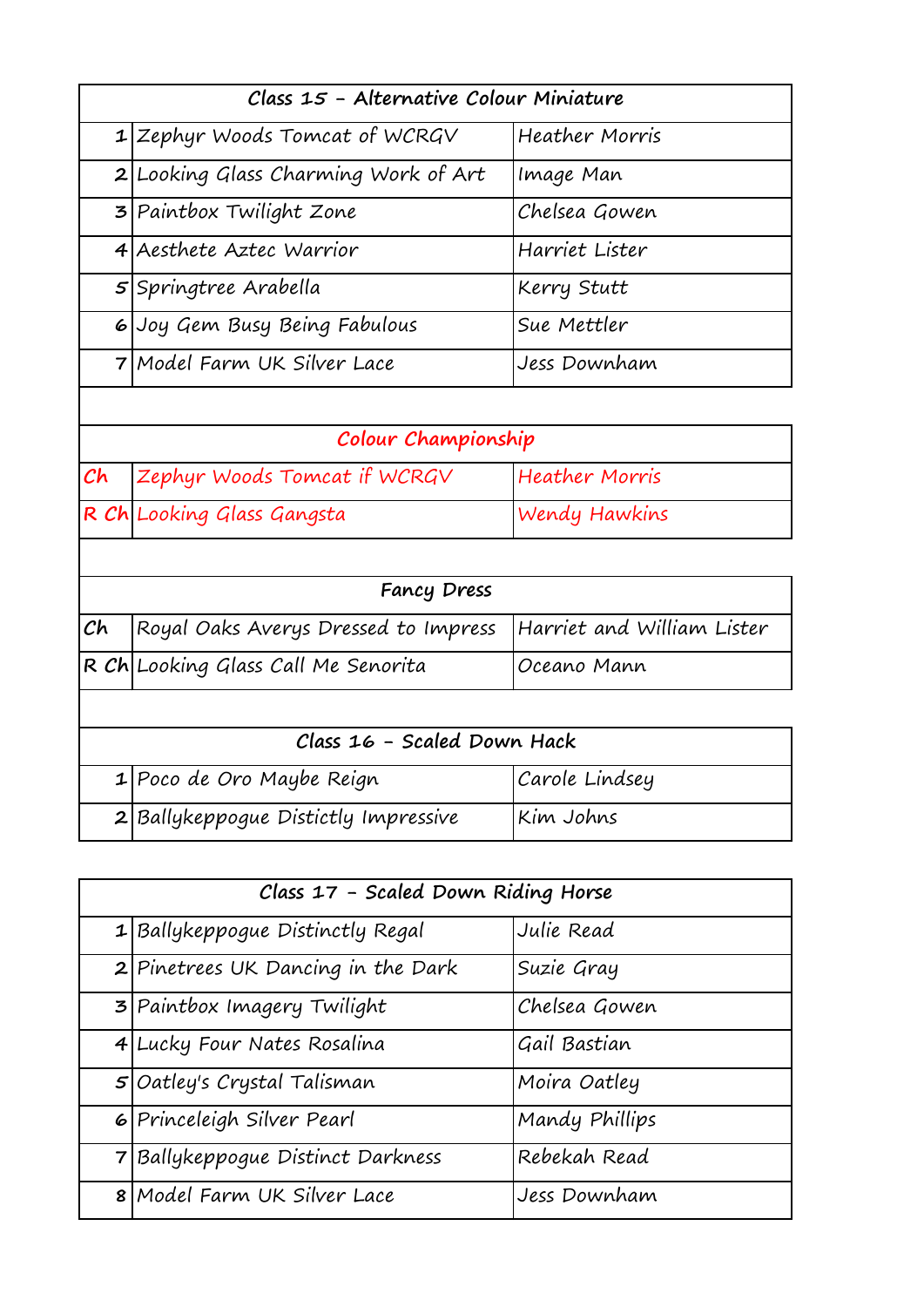| Class 15 - Alternative Colour Miniature | | |
|---|---|---|
| 1 | Zephyr Woods Tomcat of WCRGV | Heather Morris |
| 2 | Looking Glass Charming Work of Art | Image Man |
| 3 | Paintbox Twilight Zone | Chelsea Gowen |
| 4 | Aesthete Aztec Warrior | Harriet Lister |
| 5 | Springtree Arabella | Kerry Stutt |
| 6 | Joy Gem Busy Being Fabulous | Sue Mettler |
| 7 | Model Farm UK Silver Lace | Jess Downham |

| Colour Championship | | |
|---|---|---|
| Ch | Zephyr Woods Tomcat if WCRGV | Heather Morris |
| R Ch | Looking Glass Gangsta | Wendy Hawkins |

| Fancy Dress | | |
|---|---|---|
| Ch | Royal Oaks Averys Dressed to Impress | Harriet and William Lister |
| R Ch | Looking Glass Call Me Senorita | Oceano Mann |

| Class 16 - Scaled Down Hack | | |
|---|---|---|
| 1 | Poco de Oro Maybe Reign | Carole Lindsey |
| 2 | Ballykeppogue Distictly Impressive | Kim Johns |

| Class 17 - Scaled Down Riding Horse | | |
|---|---|---|
| 1 | Ballykeppogue Distinctly Regal | Julie Read |
| 2 | Pinetrees UK Dancing in the Dark | Suzie Gray |
| 3 | Paintbox Imagery Twilight | Chelsea Gowen |
| 4 | Lucky Four Nates Rosalina | Gail Bastian |
| 5 | Oatley's Crystal Talisman | Moira Oatley |
| 6 | Princeleigh Silver Pearl | Mandy Phillips |
| 7 | Ballykeppogue Distinct Darkness | Rebekah Read |
| 8 | Model Farm UK Silver Lace | Jess Downham |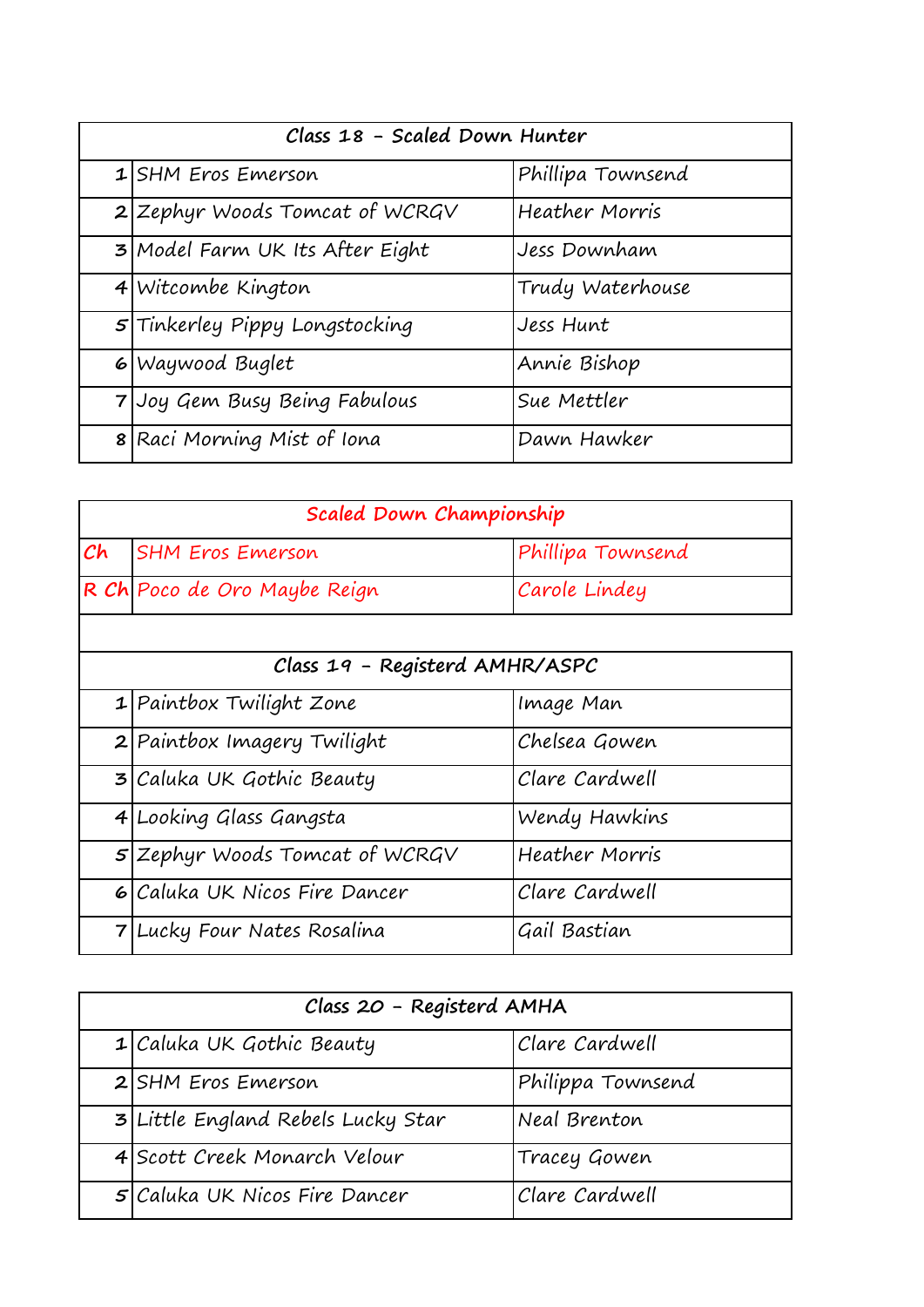| Class 18 - Scaled Down Hunter | | |
|---|---|---|
| 1 | SHM Eros Emerson | Phillipa Townsend |
| 2 | Zephyr Woods Tomcat of WCRGV | Heather Morris |
| 3 | Model Farm UK Its After Eight | Jess Downham |
| 4 | Witcombe Kington | Trudy Waterhouse |
| 5 | Tinkerley Pippy Longstocking | Jess Hunt |
| 6 | Waywood Buglet | Annie Bishop |
| 7 | Joy Gem Busy Being Fabulous | Sue Mettler |
| 8 | Raci Morning Mist of Iona | Dawn Hawker |

| Scaled Down Championship | | |
|---|---|---|
| Ch | SHM Eros Emerson | Phillipa Townsend |
| R Ch | Poco de Oro Maybe Reign | Carole Lindey |

| Class 19 - Registerd AMHR/ASPC | | |
|---|---|---|
| 1 | Paintbox Twilight Zone | Image Man |
| 2 | Paintbox Imagery Twilight | Chelsea Gowen |
| 3 | Caluka UK Gothic Beauty | Clare Cardwell |
| 4 | Looking Glass Gangsta | Wendy Hawkins |
| 5 | Zephyr Woods Tomcat of WCRGV | Heather Morris |
| 6 | Caluka UK Nicos Fire Dancer | Clare Cardwell |
| 7 | Lucky Four Nates Rosalina | Gail Bastian |

| Class 20 - Registerd AMHA | | |
|---|---|---|
| 1 | Caluka UK Gothic Beauty | Clare Cardwell |
| 2 | SHM Eros Emerson | Philippa Townsend |
| 3 | Little England Rebels Lucky Star | Neal Brenton |
| 4 | Scott Creek Monarch Velour | Tracey Gowen |
| 5 | Caluka UK Nicos Fire Dancer | Clare Cardwell |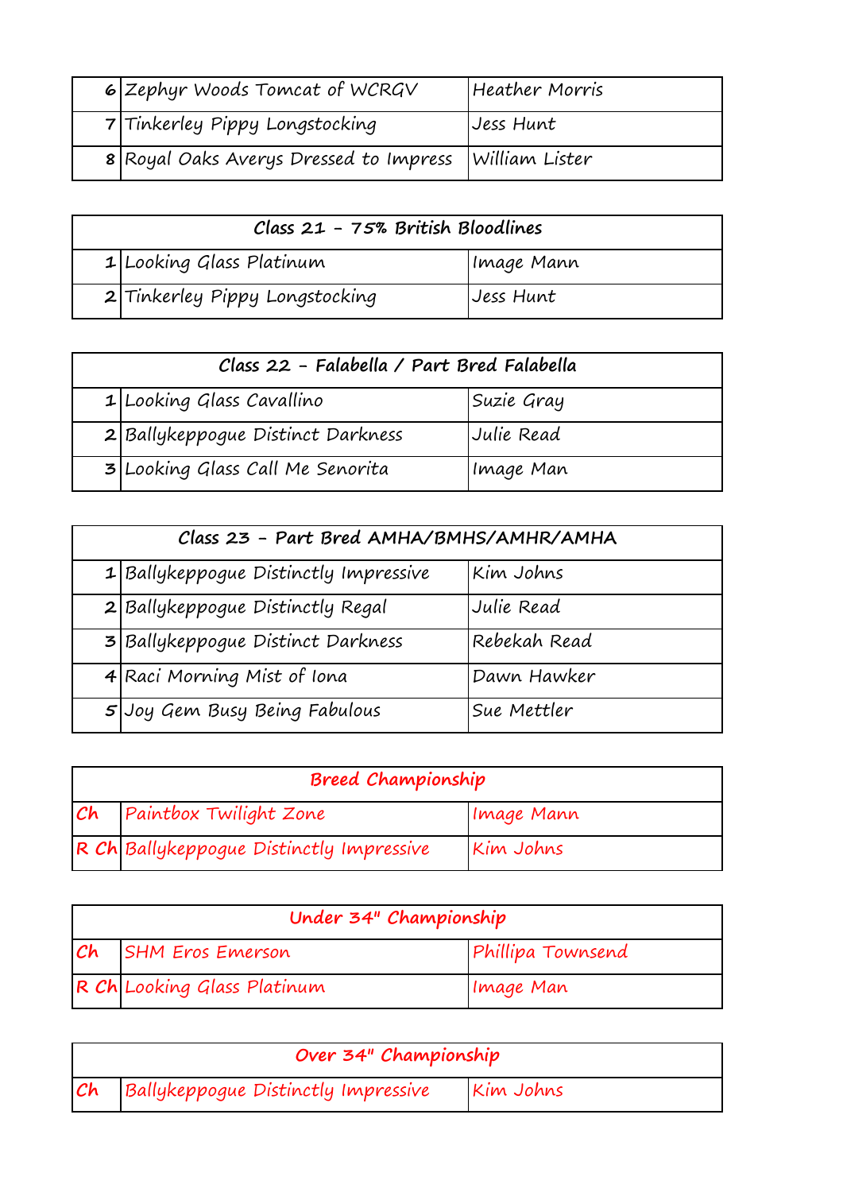| | | |
|---|---|---|
| 6 | Zephyr Woods Tomcat of WCRGV | Heather Morris |
| 7 | Tinkerley Pippy Longstocking | Jess Hunt |
| 8 | Royal Oaks Averys Dressed to Impress | William Lister |

| Class 21 - 75% British Bloodlines | | |
|---|---|---|
| 1 | Looking Glass Platinum | Image Mann |
| 2 | Tinkerley Pippy Longstocking | Jess Hunt |

| Class 22 - Falabella / Part Bred Falabella | | |
|---|---|---|
| 1 | Looking Glass Cavallino | Suzie Gray |
| 2 | Ballykeppogue Distinct Darkness | Julie Read |
| 3 | Looking Glass Call Me Senorita | Image Man |

| Class 23 - Part Bred AMHA/BMHS/AMHR/AMHA | | |
|---|---|---|
| 1 | Ballykeppogue Distinctly Impressive | Kim Johns |
| 2 | Ballykeppogue Distinctly Regal | Julie Read |
| 3 | Ballykeppogue Distinct Darkness | Rebekah Read |
| 4 | Raci Morning Mist of Iona | Dawn Hawker |
| 5 | Joy Gem Busy Being Fabulous | Sue Mettler |

| Breed Championship | | |
|---|---|---|
| Ch | Paintbox Twilight Zone | Image Mann |
| R Ch | Ballykeppogue Distinctly Impressive | Kim Johns |

| Under 34" Championship | | |
|---|---|---|
| Ch | SHM Eros Emerson | Phillipa Townsend |
| R Ch | Looking Glass Platinum | Image Man |

| Over 34" Championship | | |
|---|---|---|
| Ch | Ballykeppogue Distinctly Impressive | Kim Johns |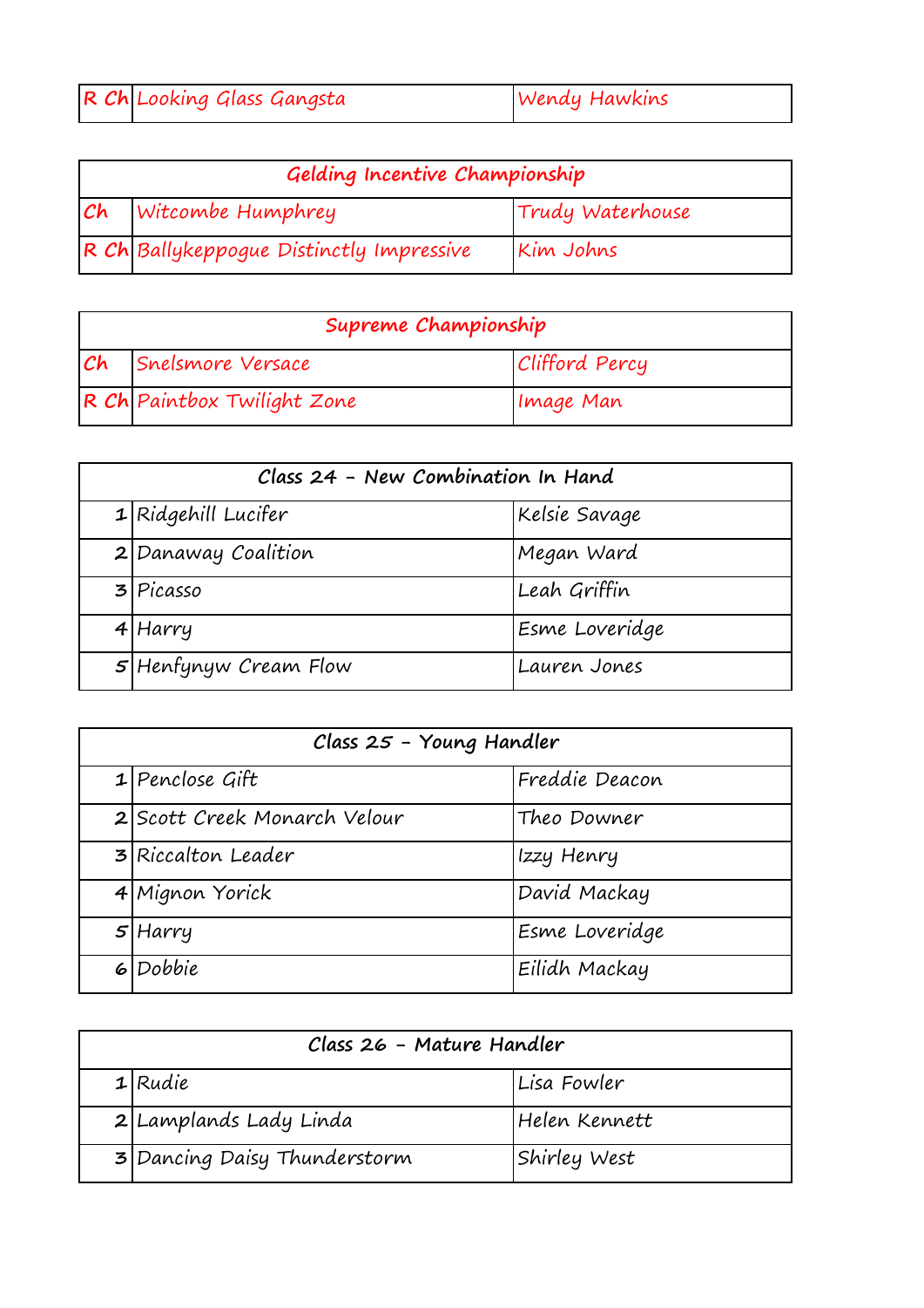| R Ch | Looking Glass Gangsta | Wendy Hawkins |
|---|---|---|

| Gelding Incentive Championship | | |
|---|---|---|
| Ch | Witcombe Humphrey | Trudy Waterhouse |
| R Ch | Ballykeppogue Distinctly Impressive | Kim Johns |

| Supreme Championship | | |
|---|---|---|
| Ch | Snelsmore Versace | Clifford Percy |
| R Ch | Paintbox Twilight Zone | Image Man |

| Class 24 – New Combination In Hand | | |
|---|---|---|
| 1 | Ridgehill Lucifer | Kelsie Savage |
| 2 | Danaway Coalition | Megan Ward |
| 3 | Picasso | Leah Griffin |
| 4 | Harry | Esme Loveridge |
| 5 | Henfynyw Cream Flow | Lauren Jones |

| Class 25 – Young Handler | | |
|---|---|---|
| 1 | Penclose Gift | Freddie Deacon |
| 2 | Scott Creek Monarch Velour | Theo Downer |
| 3 | Riccalton Leader | Izzy Henry |
| 4 | Mignon Yorick | David Mackay |
| 5 | Harry | Esme Loveridge |
| 6 | Dobbie | Eilidh Mackay |

| Class 26 – Mature Handler | | |
|---|---|---|
| 1 | Rudie | Lisa Fowler |
| 2 | Lamplands Lady Linda | Helen Kennett |
| 3 | Dancing Daisy Thunderstorm | Shirley West |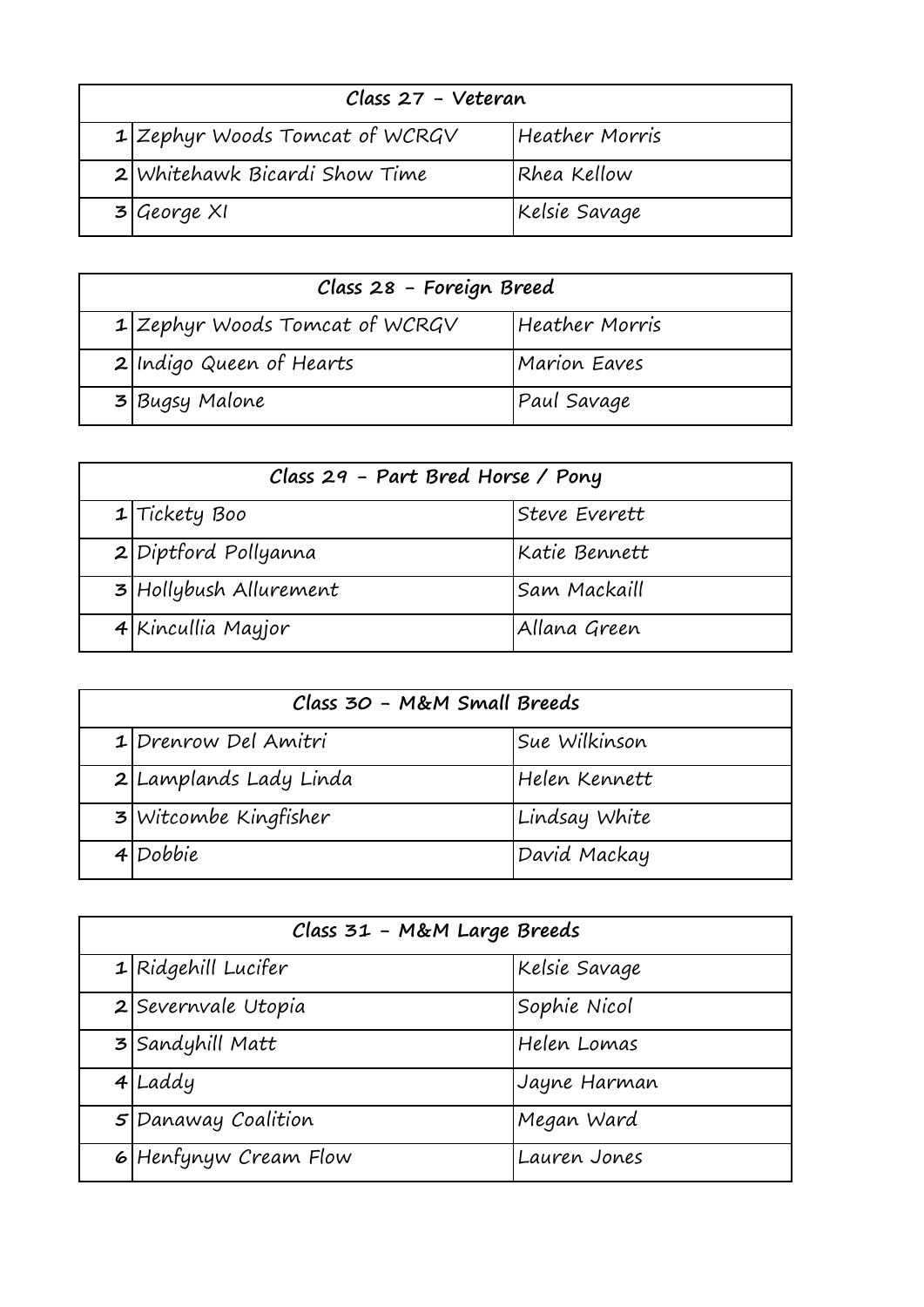| Class 27 - Veteran | | |
|---|---|---|
| 1 | Zephyr Woods Tomcat of WCRGV | Heather Morris |
| 2 | Whitehawk Bicardi Show Time | Rhea Kellow |
| 3 | George XI | Kelsie Savage |

| Class 28 - Foreign Breed | | |
|---|---|---|
| 1 | Zephyr Woods Tomcat of WCRGV | Heather Morris |
| 2 | Indigo Queen of Hearts | Marion Eaves |
| 3 | Bugsy Malone | Paul Savage |

| Class 29 - Part Bred Horse / Pony | | |
|---|---|---|
| 1 | Tickety Boo | Steve Everett |
| 2 | Diptford Pollyanna | Katie Bennett |
| 3 | Hollybush Allurement | Sam Mackaill |
| 4 | Kincullia Mayjor | Allana Green |

| Class 30 - M&M Small Breeds | | |
|---|---|---|
| 1 | Drenrow Del Amitri | Sue Wilkinson |
| 2 | Lamplands Lady Linda | Helen Kennett |
| 3 | Witcombe Kingfisher | Lindsay White |
| 4 | Dobbie | David Mackay |

| Class 31 - M&M Large Breeds | | |
|---|---|---|
| 1 | Ridgehill Lucifer | Kelsie Savage |
| 2 | Severnvale Utopia | Sophie Nicol |
| 3 | Sandyhill Matt | Helen Lomas |
| 4 | Laddy | Jayne Harman |
| 5 | Danaway Coalition | Megan Ward |
| 6 | Henfynyw Cream Flow | Lauren Jones |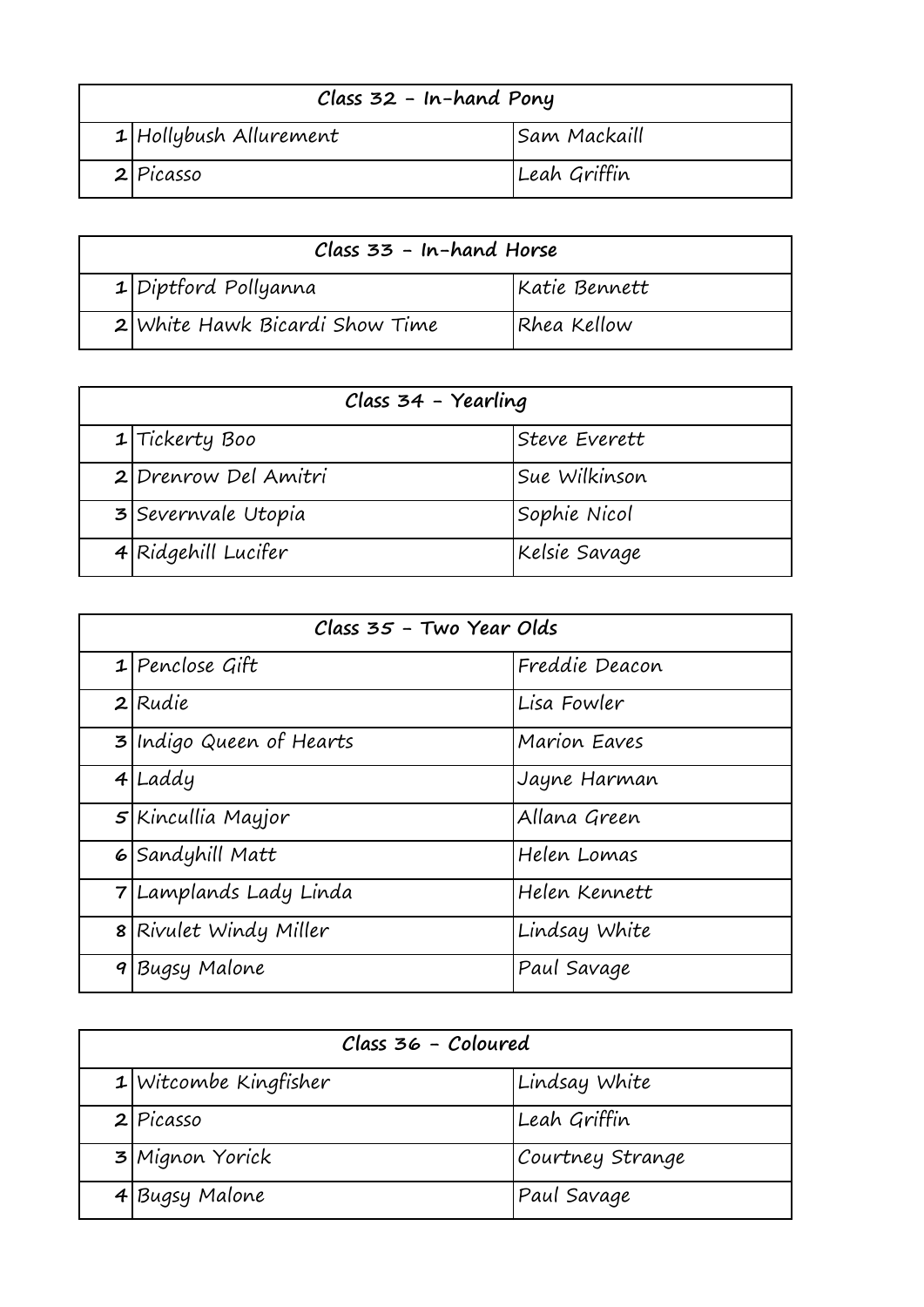| Class 32 - In-hand Pony | | |
|---|---|---|
| 1 | Hollybush Allurement | Sam Mackaill |
| 2 | Picasso | Leah Griffin |

| Class 33 - In-hand Horse | | |
|---|---|---|
| 1 | Diptford Pollyanna | Katie Bennett |
| 2 | White Hawk Bicardi Show Time | Rhea Kellow |

| Class 34 - Yearling | | |
|---|---|---|
| 1 | Tickerty Boo | Steve Everett |
| 2 | Drenrow Del Amitri | Sue Wilkinson |
| 3 | Severnvale Utopia | Sophie Nicol |
| 4 | Ridgehill Lucifer | Kelsie Savage |

| Class 35 - Two Year Olds | | |
|---|---|---|
| 1 | Penclose Gift | Freddie Deacon |
| 2 | Rudie | Lisa Fowler |
| 3 | Indigo Queen of Hearts | Marion Eaves |
| 4 | Laddy | Jayne Harman |
| 5 | Kincullia Mayjor | Allana Green |
| 6 | Sandyhill Matt | Helen Lomas |
| 7 | Lamplands Lady Linda | Helen Kennett |
| 8 | Rivulet Windy Miller | Lindsay White |
| 9 | Bugsy Malone | Paul Savage |

| Class 36 - Coloured | | |
|---|---|---|
| 1 | Witcombe Kingfisher | Lindsay White |
| 2 | Picasso | Leah Griffin |
| 3 | Mignon Yorick | Courtney Strange |
| 4 | Bugsy Malone | Paul Savage |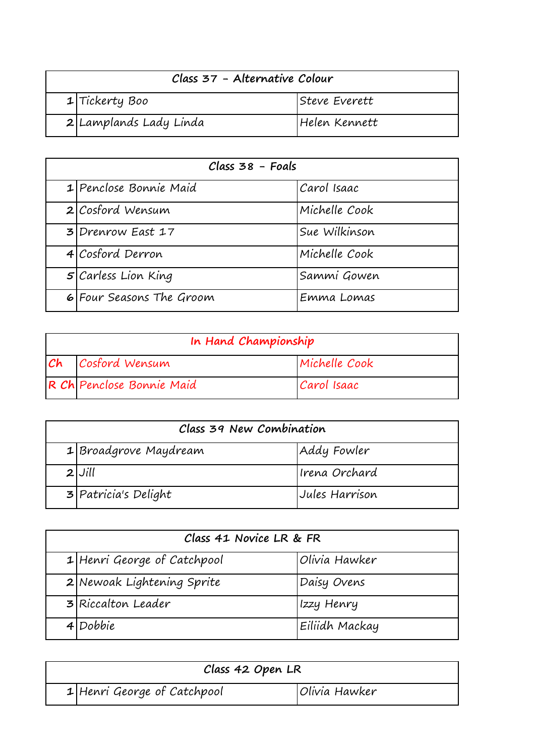| Class 37 - Alternative Colour | | |
|---|---|---|
| 1 | Tickerty Boo | Steve Everett |
| 2 | Lamplands Lady Linda | Helen Kennett |

| Class 38 - Foals | | |
|---|---|---|
| 1 | Penclose Bonnie Maid | Carol Isaac |
| 2 | Cosford Wensum | Michelle Cook |
| 3 | Drenrow East 17 | Sue Wilkinson |
| 4 | Cosford Derron | Michelle Cook |
| 5 | Carless Lion King | Sammi Gowen |
| 6 | Four Seasons The Groom | Emma Lomas |

| In Hand Championship | | |
|---|---|---|
| Ch | Cosford Wensum | Michelle Cook |
| R Ch | Penclose Bonnie Maid | Carol Isaac |

| Class 39 New Combination | | |
|---|---|---|
| 1 | Broadgrove Maydream | Addy Fowler |
| 2 | Jill | Irena Orchard |
| 3 | Patricia's Delight | Jules Harrison |

| Class 41 Novice LR & FR | | |
|---|---|---|
| 1 | Henri George of Catchpool | Olivia Hawker |
| 2 | Newoak Lightening Sprite | Daisy Ovens |
| 3 | Riccalton Leader | Izzy Henry |
| 4 | Dobbie | Eiliidh Mackay |

| Class 42 Open LR | | |
|---|---|---|
| 1 | Henri George of Catchpool | Olivia Hawker |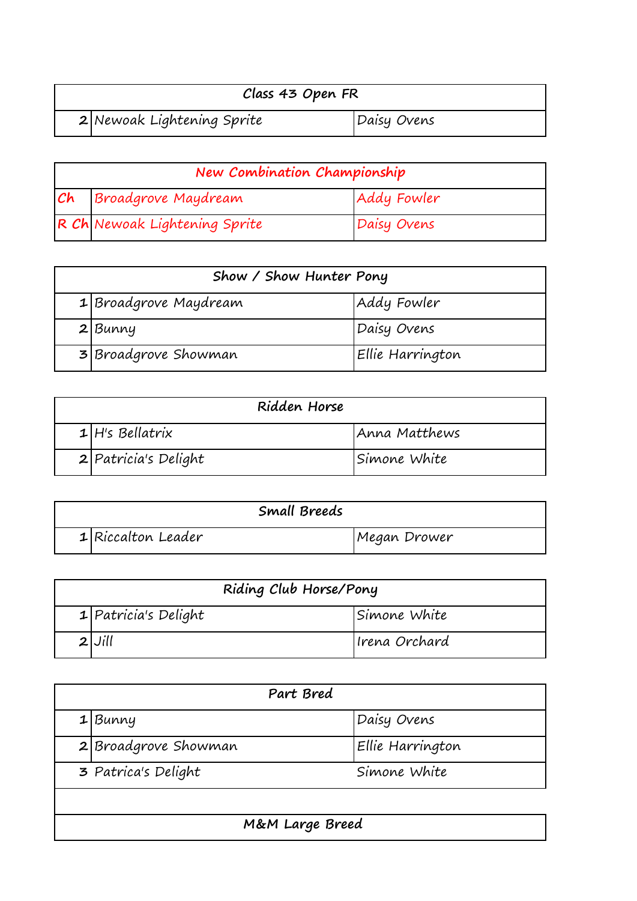| Class 43 Open FR | | |
|---|---|---|
| 2 | Newoak Lightening Sprite | Daisy Ovens |

| New Combination Championship | | |
|---|---|---|
| Ch | Broadgrove Maydream | Addy Fowler |
| R Ch | Newoak Lightening Sprite | Daisy Ovens |

| Show / Show Hunter Pony | | |
|---|---|---|
| 1 | Broadgrove Maydream | Addy Fowler |
| 2 | Bunny | Daisy Ovens |
| 3 | Broadgrove Showman | Ellie Harrington |

| Ridden Horse | | |
|---|---|---|
| 1 | H's Bellatrix | Anna Matthews |
| 2 | Patricia's Delight | Simone White |

| Small Breeds | | |
|---|---|---|
| 1 | Riccalton Leader | Megan Drower |

| Riding Club Horse/Pony | | |
|---|---|---|
| 1 | Patricia's Delight | Simone White |
| 2 | Jill | Irena Orchard |

| Part Bred | | |
|---|---|---|
| 1 | Bunny | Daisy Ovens |
| 2 | Broadgrove Showman | Ellie Harrington |
| 3 | Patrica's Delight | Simone White |

| M&M Large Breed | | |
|---|---|---|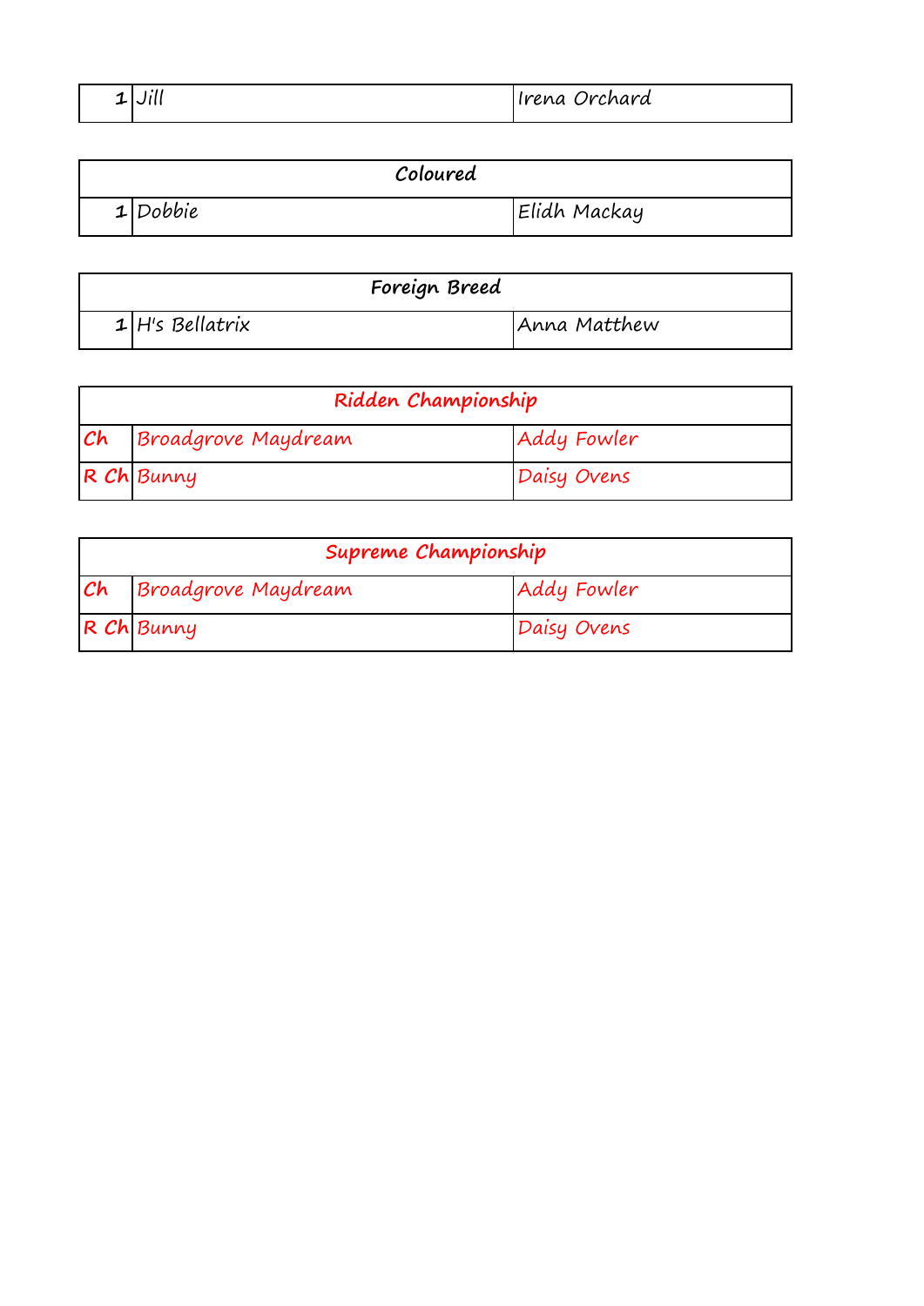| | | |
|---|---|---|
| 1 | Jill | Irena Orchard |

| Coloured | | |
|---|---|---|
| 1 | Dobbie | Elidh Mackay |

| Foreign Breed | | |
|---|---|---|
| 1 | H's Bellatrix | Anna Matthew |

| Ridden Championship | | |
|---|---|---|
| Ch | Broadgrove Maydream | Addy Fowler |
| R Ch | Bunny | Daisy Ovens |

| Supreme Championship | | |
|---|---|---|
| Ch | Broadgrove Maydream | Addy Fowler |
| R Ch | Bunny | Daisy Ovens |